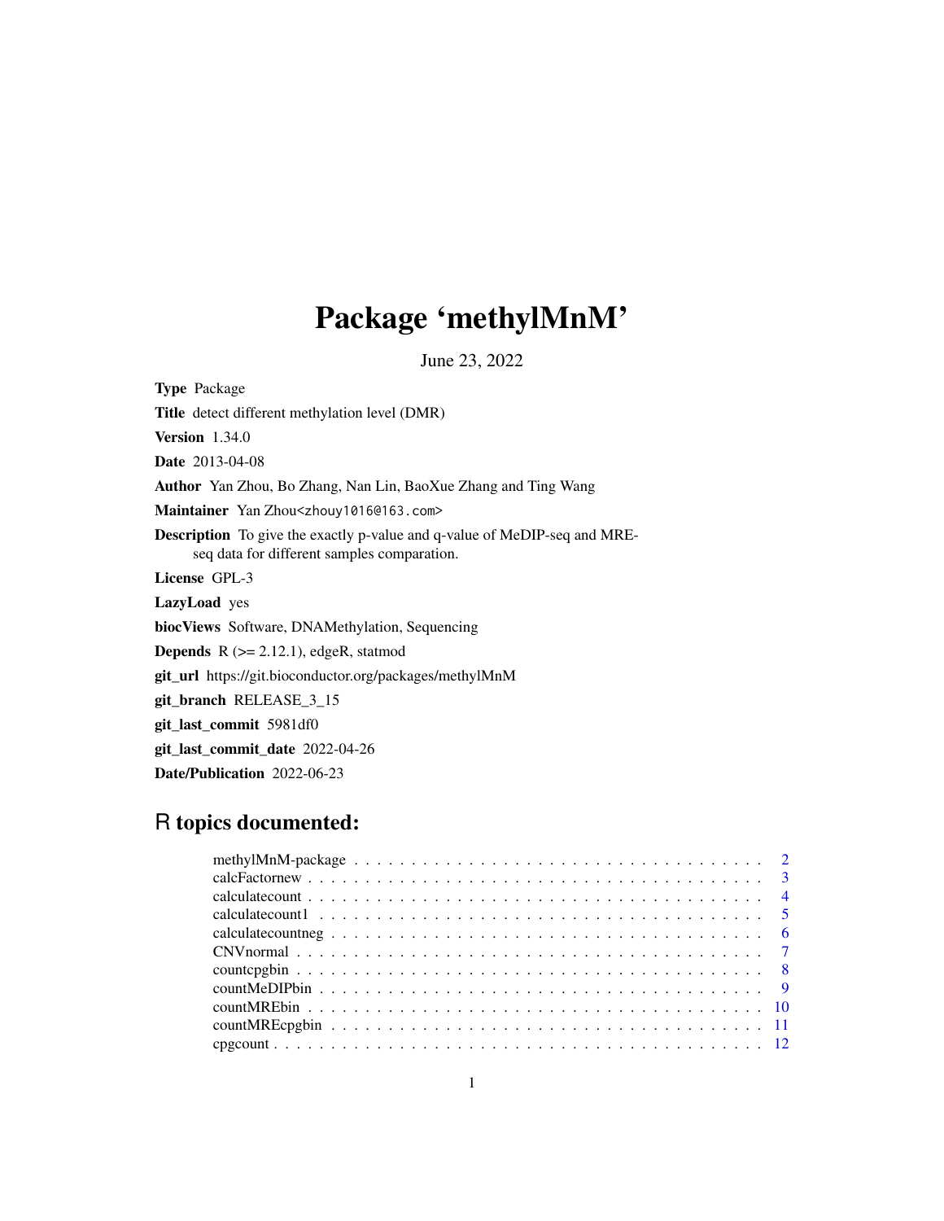# Package ‘methylMnM’

June 23, 2022

**Type** Package

**Title** detect different methylation level (DMR)

**Version** 1.34.0

**Date** 2013-04-08

**Author** Yan Zhou, Bo Zhang, Nan Lin, BaoXue Zhang and Ting Wang

**Maintainer** Yan Zhou<zhouy1016@163.com>

**Description** To give the exactly p-value and q-value of MeDIP-seq and MRE-seq data for different samples comparation.

**License** GPL-3

**LazyLoad** yes

**biocViews** Software, DNAMethylation, Sequencing

**Depends** R (>= 2.12.1), edgeR, statmod

**git_url** https://git.bioconductor.org/packages/methylMnM

**git_branch** RELEASE_3_15

**git_last_commit** 5981df0

**git_last_commit_date** 2022-04-26

**Date/Publication** 2022-06-23

## R topics documented:

methylMnM-package . . . . . . . . . . . . . . . . . . . . . . . . . . . . . . . . . . 2
calcFactornew . . . . . . . . . . . . . . . . . . . . . . . . . . . . . . . . . . . . . 3
calculatecount . . . . . . . . . . . . . . . . . . . . . . . . . . . . . . . . . . . . . 4
calculatecount1 . . . . . . . . . . . . . . . . . . . . . . . . . . . . . . . . . . . . 5
calculatecountneg . . . . . . . . . . . . . . . . . . . . . . . . . . . . . . . . . . . 6
CNVnormal . . . . . . . . . . . . . . . . . . . . . . . . . . . . . . . . . . . . . . . 7
countcpgbin . . . . . . . . . . . . . . . . . . . . . . . . . . . . . . . . . . . . . . 8
countMeDIPbin . . . . . . . . . . . . . . . . . . . . . . . . . . . . . . . . . . . . . 9
countMREbin . . . . . . . . . . . . . . . . . . . . . . . . . . . . . . . . . . . . . . 10
countMREcpgbin . . . . . . . . . . . . . . . . . . . . . . . . . . . . . . . . . . . . 11
cpgcount . . . . . . . . . . . . . . . . . . . . . . . . . . . . . . . . . . . . . . . . 12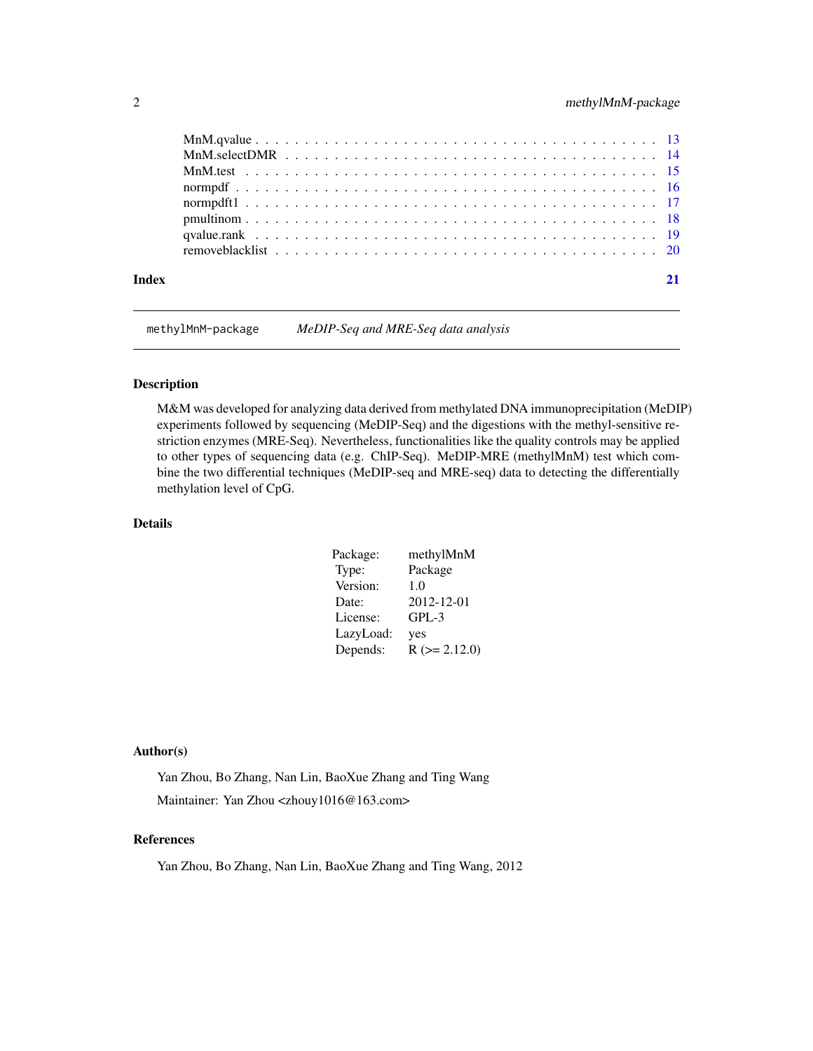MnM.qvalue . . . . . . . . . . . . . . . . . . . . . . . . . . . . . . . . . . . . . . 13
MnM.selectDMR . . . . . . . . . . . . . . . . . . . . . . . . . . . . . . . . . . . . 14
MnM.test . . . . . . . . . . . . . . . . . . . . . . . . . . . . . . . . . . . . . . . 15
normpdf . . . . . . . . . . . . . . . . . . . . . . . . . . . . . . . . . . . . . . . . 16
normpdft1 . . . . . . . . . . . . . . . . . . . . . . . . . . . . . . . . . . . . . . . 17
pmultinom . . . . . . . . . . . . . . . . . . . . . . . . . . . . . . . . . . . . . . . 18
qvalue.rank . . . . . . . . . . . . . . . . . . . . . . . . . . . . . . . . . . . . . . 19
removeblacklist . . . . . . . . . . . . . . . . . . . . . . . . . . . . . . . . . . . . 20

**Index** **21**

---

`methylMnM-package` *MeDIP-Seq and MRE-Seq data analysis*

---

### Description

M&M was developed for analyzing data derived from methylated DNA immunoprecipitation (MeDIP) experiments followed by sequencing (MeDIP-Seq) and the digestions with the methyl-sensitive restriction enzymes (MRE-Seq). Nevertheless, functionalities like the quality controls may be applied to other types of sequencing data (e.g. ChIP-Seq). MeDIP-MRE (methylMnM) test which combine the two differential techniques (MeDIP-seq and MRE-seq) data to detecting the differentially methylation level of CpG.

### Details

| | |
|---|---|
| Package: | methylMnM |
| Type: | Package |
| Version: | 1.0 |
| Date: | 2012-12-01 |
| License: | GPL-3 |
| LazyLoad: | yes |
| Depends: | R (>= 2.12.0) |

### Author(s)

Yan Zhou, Bo Zhang, Nan Lin, BaoXue Zhang and Ting Wang

Maintainer: Yan Zhou <zhouy1016@163.com>

### References

Yan Zhou, Bo Zhang, Nan Lin, BaoXue Zhang and Ting Wang, 2012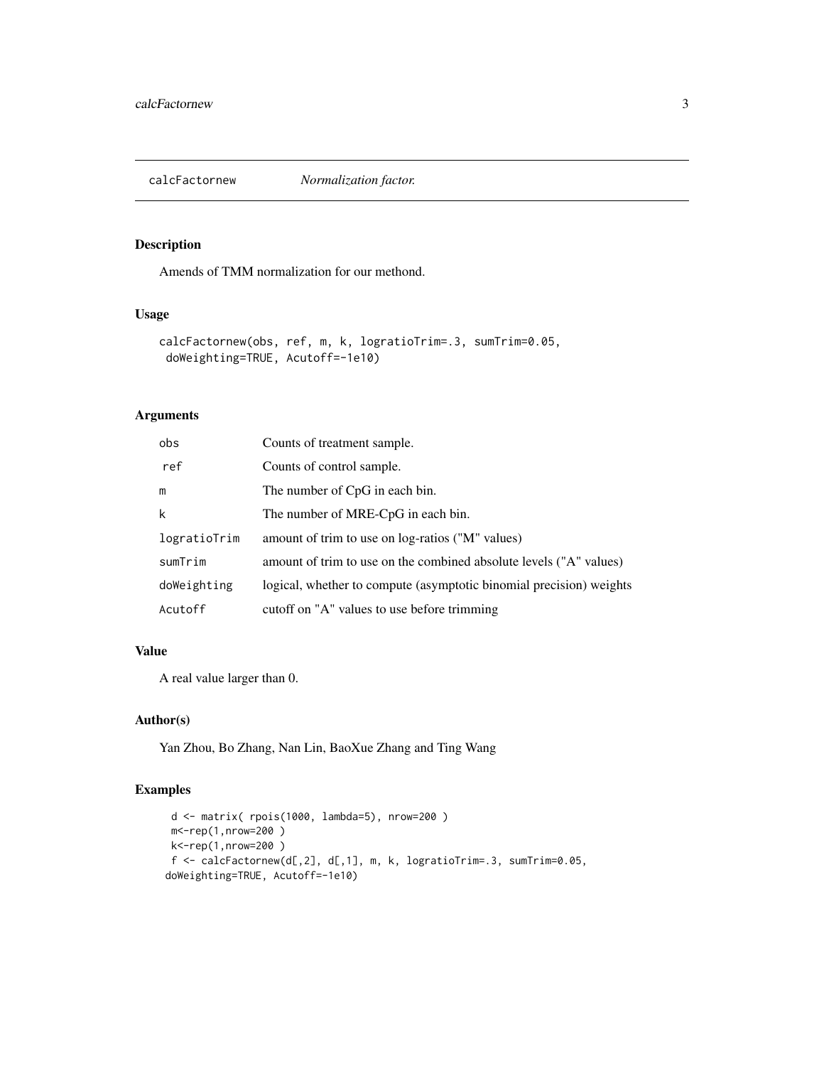## calcFactornew — *Normalization factor.*

### Description

Amends of TMM normalization for our methond.

### Usage

```
calcFactornew(obs, ref, m, k, logratioTrim=.3, sumTrim=0.05,
 doWeighting=TRUE, Acutoff=-1e10)
```

### Arguments

| | |
|---|---|
| `obs` | Counts of treatment sample. |
| `ref` | Counts of control sample. |
| `m` | The number of CpG in each bin. |
| `k` | The number of MRE-CpG in each bin. |
| `logratioTrim` | amount of trim to use on log-ratios ("M" values) |
| `sumTrim` | amount of trim to use on the combined absolute levels ("A" values) |
| `doWeighting` | logical, whether to compute (asymptotic binomial precision) weights |
| `Acutoff` | cutoff on "A" values to use before trimming |

### Value

A real value larger than 0.

### Author(s)

Yan Zhou, Bo Zhang, Nan Lin, BaoXue Zhang and Ting Wang

### Examples

```
 d <- matrix( rpois(1000, lambda=5), nrow=200 )
 m<-rep(1,nrow=200 )
 k<-rep(1,nrow=200 )
 f <- calcFactornew(d[,2], d[,1], m, k, logratioTrim=.3, sumTrim=0.05,
doWeighting=TRUE, Acutoff=-1e10)
```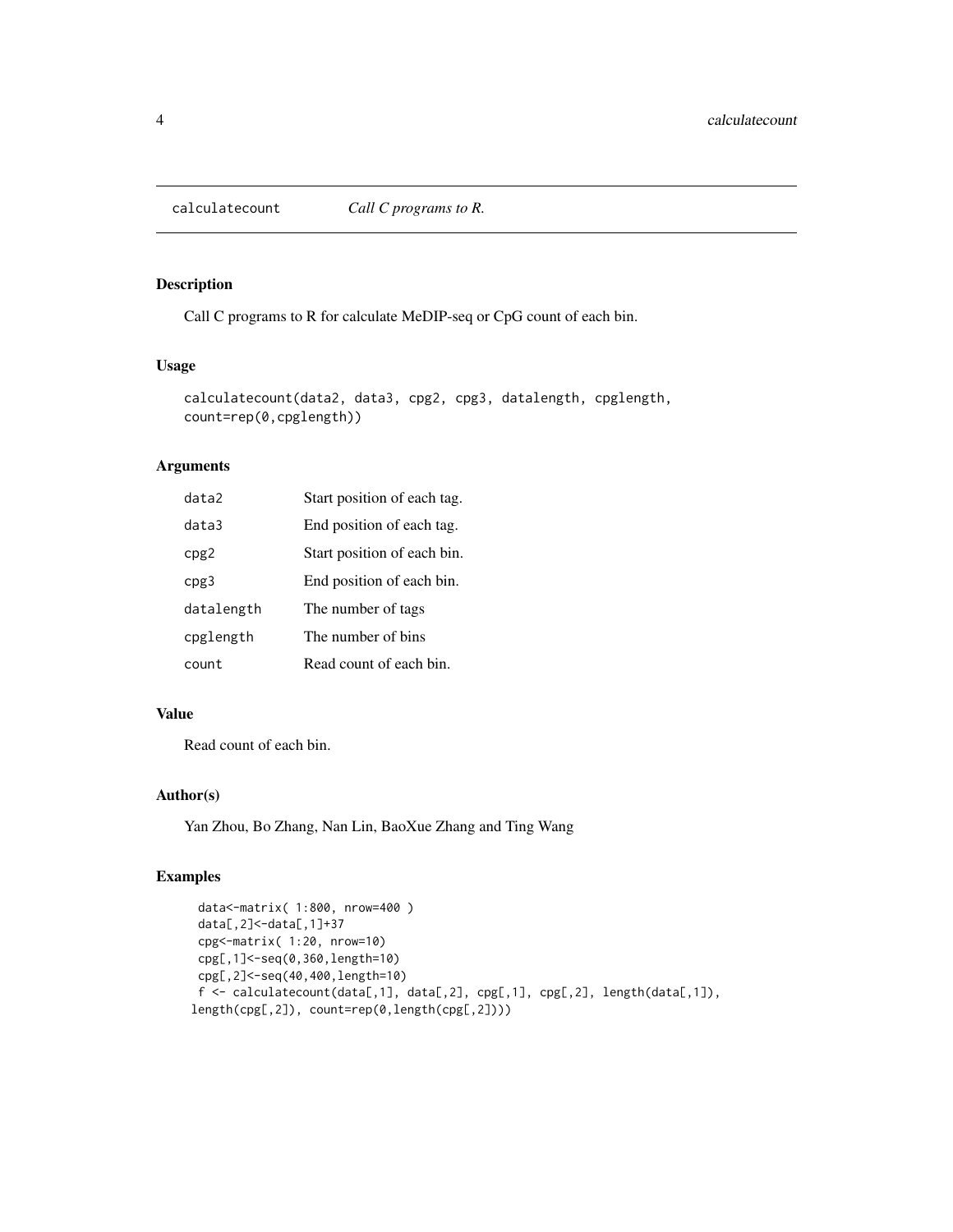# calculatecount — *Call C programs to R.*

## Description

Call C programs to R for calculate MeDIP-seq or CpG count of each bin.

## Usage

```
calculatecount(data2, data3, cpg2, cpg3, datalength, cpglength,
count=rep(0,cpglength))
```

## Arguments

| | |
|---|---|
| data2 | Start position of each tag. |
| data3 | End position of each tag. |
| cpg2 | Start position of each bin. |
| cpg3 | End position of each bin. |
| datalength | The number of tags |
| cpglength | The number of bins |
| count | Read count of each bin. |

## Value

Read count of each bin.

## Author(s)

Yan Zhou, Bo Zhang, Nan Lin, BaoXue Zhang and Ting Wang

## Examples

```
  data<-matrix( 1:800, nrow=400 )
  data[,2]<-data[,1]+37
  cpg<-matrix( 1:20, nrow=10)
  cpg[,1]<-seq(0,360,length=10)
  cpg[,2]<-seq(40,400,length=10)
  f <- calculatecount(data[,1], data[,2], cpg[,1], cpg[,2], length(data[,1]),
 length(cpg[,2]), count=rep(0,length(cpg[,2])))
```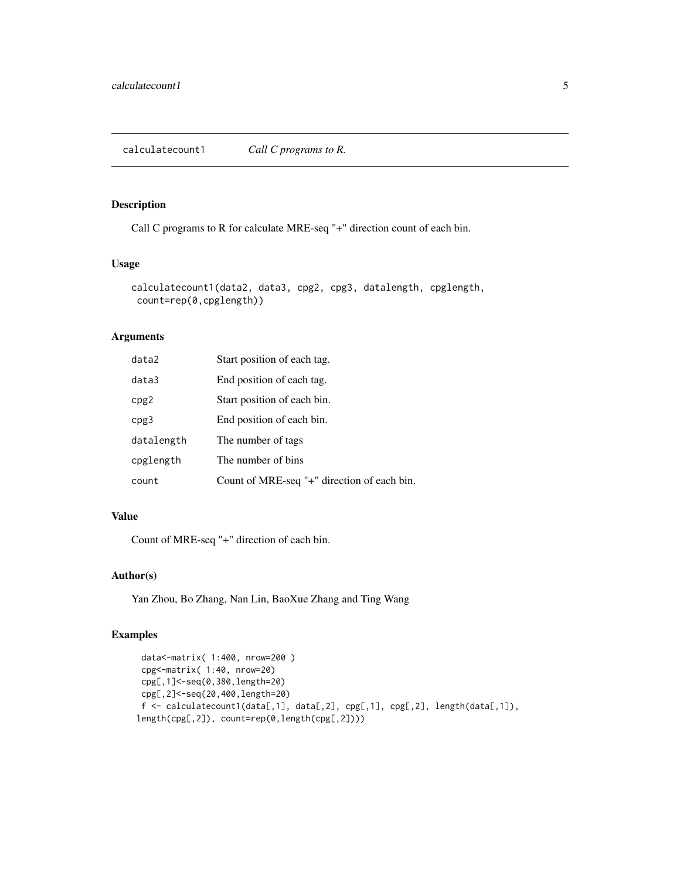## calculatecount1 *Call C programs to R.*

### Description

Call C programs to R for calculate MRE-seq "+" direction count of each bin.

### Usage

```
calculatecount1(data2, data3, cpg2, cpg3, datalength, cpglength,
 count=rep(0,cpglength))
```

### Arguments

| | |
|---|---|
| data2 | Start position of each tag. |
| data3 | End position of each tag. |
| cpg2 | Start position of each bin. |
| cpg3 | End position of each bin. |
| datalength | The number of tags |
| cpglength | The number of bins |
| count | Count of MRE-seq "+" direction of each bin. |

### Value

Count of MRE-seq "+" direction of each bin.

### Author(s)

Yan Zhou, Bo Zhang, Nan Lin, BaoXue Zhang and Ting Wang

### Examples

```
  data<-matrix( 1:400, nrow=200 )
  cpg<-matrix( 1:40, nrow=20)
  cpg[,1]<-seq(0,380,length=20)
  cpg[,2]<-seq(20,400,length=20)
  f <- calculatecount1(data[,1], data[,2], cpg[,1], cpg[,2], length(data[,1]),
 length(cpg[,2]), count=rep(0,length(cpg[,2])))
```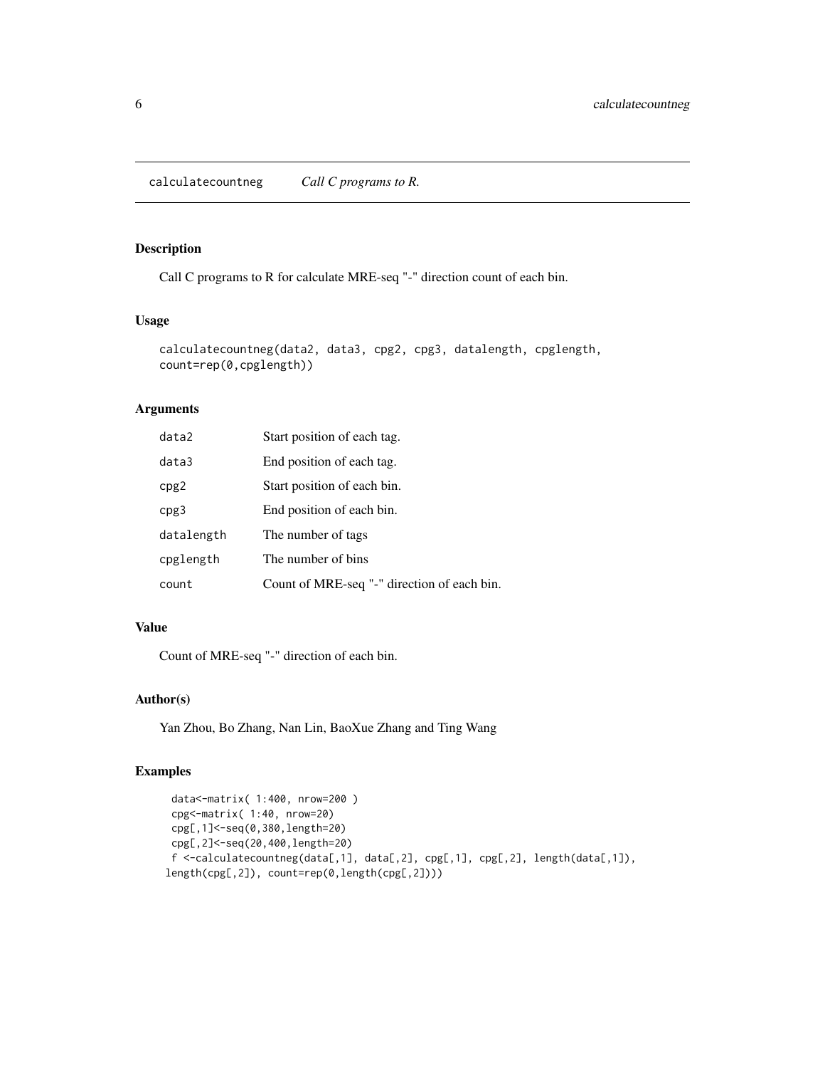calculatecountneg *Call C programs to R.*

## Description

Call C programs to R for calculate MRE-seq "-" direction count of each bin.

## Usage

```
calculatecountneg(data2, data3, cpg2, cpg3, datalength, cpglength,
count=rep(0,cpglength))
```

## Arguments

| | |
|---|---|
| data2 | Start position of each tag. |
| data3 | End position of each tag. |
| cpg2 | Start position of each bin. |
| cpg3 | End position of each bin. |
| datalength | The number of tags |
| cpglength | The number of bins |
| count | Count of MRE-seq "-" direction of each bin. |

## Value

Count of MRE-seq "-" direction of each bin.

## Author(s)

Yan Zhou, Bo Zhang, Nan Lin, BaoXue Zhang and Ting Wang

## Examples

```
  data<-matrix( 1:400, nrow=200 )
  cpg<-matrix( 1:40, nrow=20)
  cpg[,1]<-seq(0,380,length=20)
  cpg[,2]<-seq(20,400,length=20)
  f <-calculatecountneg(data[,1], data[,2], cpg[,1], cpg[,2], length(data[,1]),
 length(cpg[,2]), count=rep(0,length(cpg[,2])))
```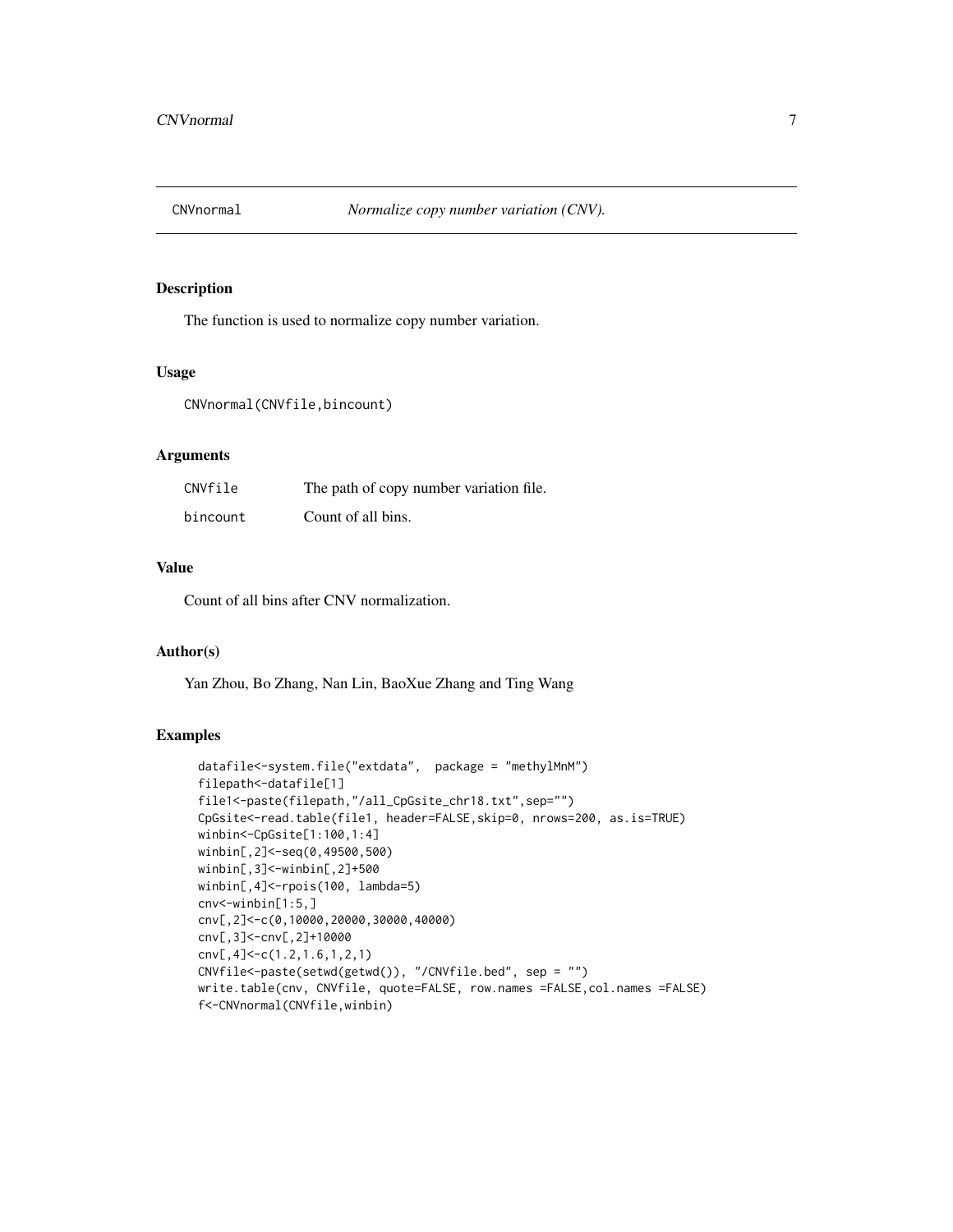# CNVnormal — *Normalize copy number variation (CNV).*

## Description

The function is used to normalize copy number variation.

## Usage

```
CNVnormal(CNVfile,bincount)
```

## Arguments

| | |
|---|---|
| CNVfile | The path of copy number variation file. |
| bincount | Count of all bins. |

## Value

Count of all bins after CNV normalization.

## Author(s)

Yan Zhou, Bo Zhang, Nan Lin, BaoXue Zhang and Ting Wang

## Examples

```
datafile<-system.file("extdata",  package = "methylMnM")
filepath<-datafile[1]
file1<-paste(filepath,"/all_CpGsite_chr18.txt",sep="")
CpGsite<-read.table(file1, header=FALSE,skip=0, nrows=200, as.is=TRUE)
winbin<-CpGsite[1:100,1:4]
winbin[,2]<-seq(0,49500,500)
winbin[,3]<-winbin[,2]+500
winbin[,4]<-rpois(100, lambda=5)
cnv<-winbin[1:5,]
cnv[,2]<-c(0,10000,20000,30000,40000)
cnv[,3]<-cnv[,2]+10000
cnv[,4]<-c(1.2,1.6,1,2,1)
CNVfile<-paste(setwd(getwd()), "/CNVfile.bed", sep = "")
write.table(cnv, CNVfile, quote=FALSE, row.names =FALSE,col.names =FALSE)
f<-CNVnormal(CNVfile,winbin)
```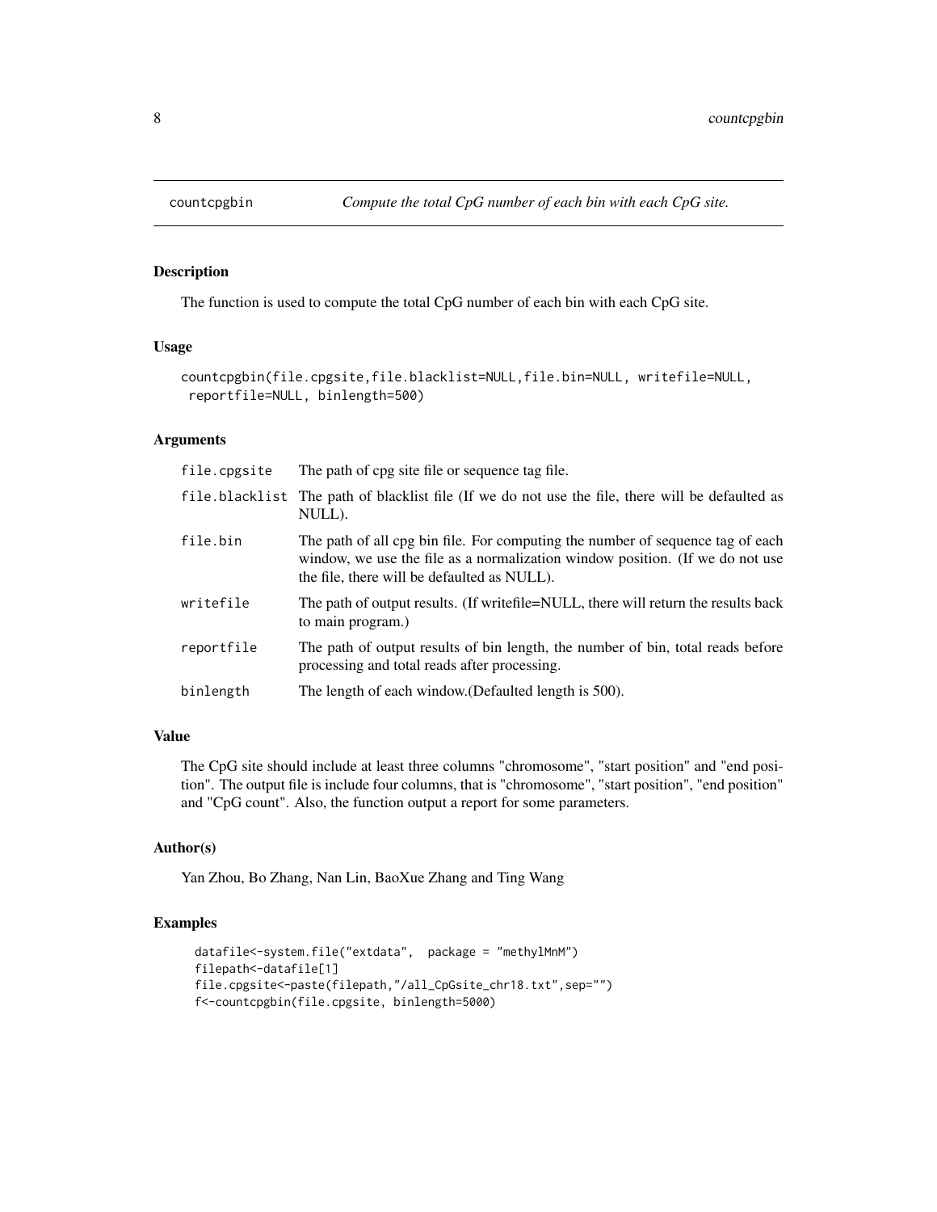# countcpgbin — *Compute the total CpG number of each bin with each CpG site.*

## Description

The function is used to compute the total CpG number of each bin with each CpG site.

## Usage

```
countcpgbin(file.cpgsite,file.blacklist=NULL,file.bin=NULL, writefile=NULL,
 reportfile=NULL, binlength=500)
```

## Arguments

| | |
|---|---|
| `file.cpgsite` | The path of cpg site file or sequence tag file. |
| `file.blacklist` | The path of blacklist file (If we do not use the file, there will be defaulted as NULL). |
| `file.bin` | The path of all cpg bin file. For computing the number of sequence tag of each window, we use the file as a normalization window position. (If we do not use the file, there will be defaulted as NULL). |
| `writefile` | The path of output results. (If writefile=NULL, there will return the results back to main program.) |
| `reportfile` | The path of output results of bin length, the number of bin, total reads before processing and total reads after processing. |
| `binlength` | The length of each window.(Defaulted length is 500). |

## Value

The CpG site should include at least three columns "chromosome", "start position" and "end position". The output file is include four columns, that is "chromosome", "start position", "end position" and "CpG count". Also, the function output a report for some parameters.

## Author(s)

Yan Zhou, Bo Zhang, Nan Lin, BaoXue Zhang and Ting Wang

## Examples

```
datafile<-system.file("extdata",  package = "methylMnM")
filepath<-datafile[1]
file.cpgsite<-paste(filepath,"/all_CpGsite_chr18.txt",sep="")
f<-countcpgbin(file.cpgsite, binlength=5000)
```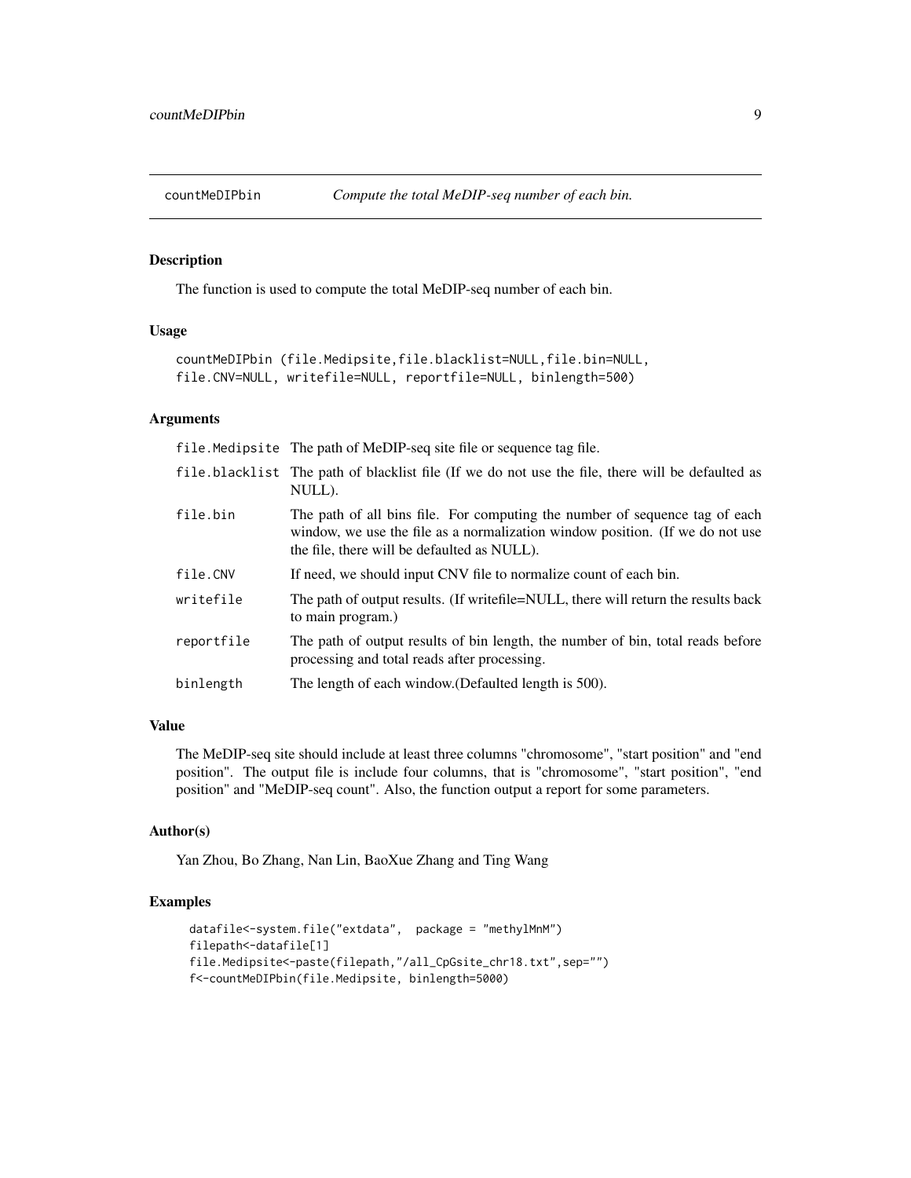# countMeDIPbin — *Compute the total MeDIP-seq number of each bin.*

## Description

The function is used to compute the total MeDIP-seq number of each bin.

## Usage

```
countMeDIPbin (file.Medipsite,file.blacklist=NULL,file.bin=NULL,
file.CNV=NULL, writefile=NULL, reportfile=NULL, binlength=500)
```

## Arguments

| | |
|---|---|
| `file.Medipsite` | The path of MeDIP-seq site file or sequence tag file. |
| `file.blacklist` | The path of blacklist file (If we do not use the file, there will be defaulted as NULL). |
| `file.bin` | The path of all bins file. For computing the number of sequence tag of each window, we use the file as a normalization window position. (If we do not use the file, there will be defaulted as NULL). |
| `file.CNV` | If need, we should input CNV file to normalize count of each bin. |
| `writefile` | The path of output results. (If writefile=NULL, there will return the results back to main program.) |
| `reportfile` | The path of output results of bin length, the number of bin, total reads before processing and total reads after processing. |
| `binlength` | The length of each window.(Defaulted length is 500). |

## Value

The MeDIP-seq site should include at least three columns "chromosome", "start position" and "end position". The output file is include four columns, that is "chromosome", "start position", "end position" and "MeDIP-seq count". Also, the function output a report for some parameters.

## Author(s)

Yan Zhou, Bo Zhang, Nan Lin, BaoXue Zhang and Ting Wang

## Examples

```
datafile<-system.file("extdata",  package = "methylMnM")
filepath<-datafile[1]
file.Medipsite<-paste(filepath,"/all_CpGsite_chr18.txt",sep="")
f<-countMeDIPbin(file.Medipsite, binlength=5000)
```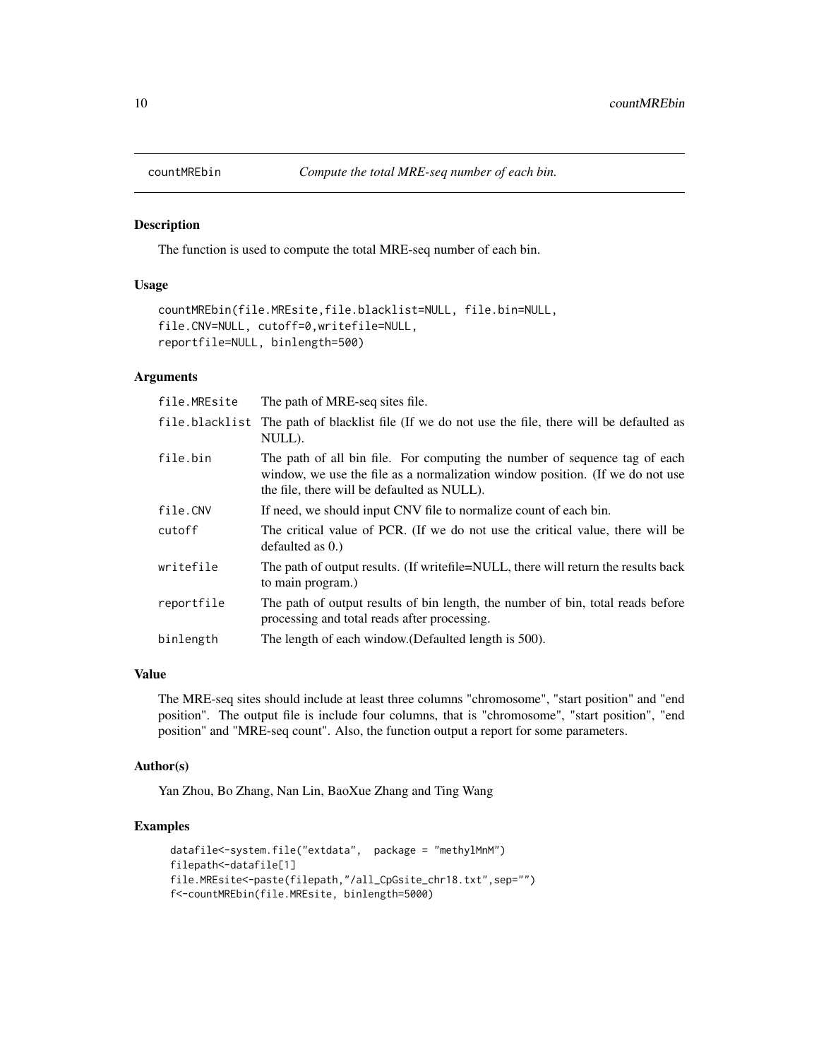# countMREbin — *Compute the total MRE-seq number of each bin.*

## Description

The function is used to compute the total MRE-seq number of each bin.

## Usage

```
countMREbin(file.MREsite,file.blacklist=NULL, file.bin=NULL,
file.CNV=NULL, cutoff=0,writefile=NULL,
reportfile=NULL, binlength=500)
```

## Arguments

| Argument | Description |
|---|---|
| file.MREsite | The path of MRE-seq sites file. |
| file.blacklist | The path of blacklist file (If we do not use the file, there will be defaulted as NULL). |
| file.bin | The path of all bin file. For computing the number of sequence tag of each window, we use the file as a normalization window position. (If we do not use the file, there will be defaulted as NULL). |
| file.CNV | If need, we should input CNV file to normalize count of each bin. |
| cutoff | The critical value of PCR. (If we do not use the critical value, there will be defaulted as 0.) |
| writefile | The path of output results. (If writefile=NULL, there will return the results back to main program.) |
| reportfile | The path of output results of bin length, the number of bin, total reads before processing and total reads after processing. |
| binlength | The length of each window.(Defaulted length is 500). |

## Value

The MRE-seq sites should include at least three columns "chromosome", "start position" and "end position". The output file is include four columns, that is "chromosome", "start position", "end position" and "MRE-seq count". Also, the function output a report for some parameters.

## Author(s)

Yan Zhou, Bo Zhang, Nan Lin, BaoXue Zhang and Ting Wang

## Examples

```
datafile<-system.file("extdata",  package = "methylMnM")
filepath<-datafile[1]
file.MREsite<-paste(filepath,"/all_CpGsite_chr18.txt",sep="")
f<-countMREbin(file.MREsite, binlength=5000)
```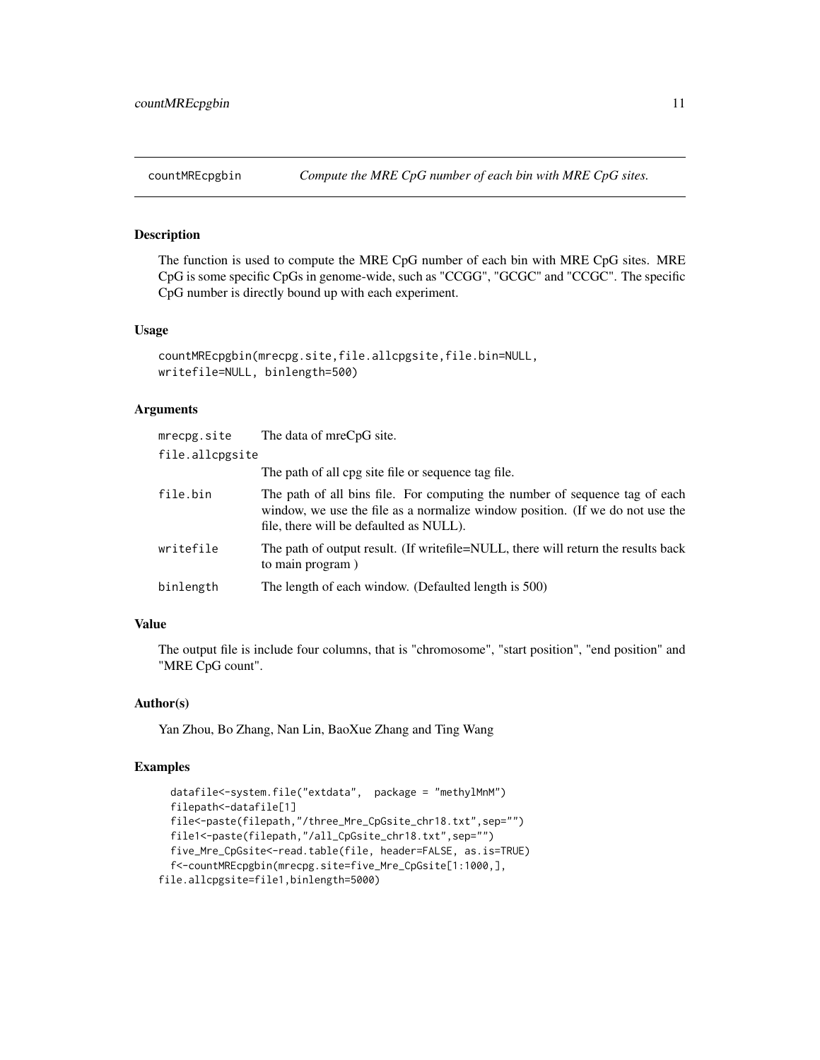# countMREcpgbin — *Compute the MRE CpG number of each bin with MRE CpG sites.*

## Description

The function is used to compute the MRE CpG number of each bin with MRE CpG sites. MRE CpG is some specific CpGs in genome-wide, such as "CCGG", "GCGC" and "CCGC". The specific CpG number is directly bound up with each experiment.

## Usage

```
countMREcpgbin(mrecpg.site,file.allcpgsite,file.bin=NULL,
writefile=NULL, binlength=500)
```

## Arguments

| | |
|---|---|
| `mrecpg.site` | The data of mreCpG site. |
| `file.allcpgsite` | The path of all cpg site file or sequence tag file. |
| `file.bin` | The path of all bins file. For computing the number of sequence tag of each window, we use the file as a normalize window position. (If we do not use the file, there will be defaulted as NULL). |
| `writefile` | The path of output result. (If writefile=NULL, there will return the results back to main program ) |
| `binlength` | The length of each window. (Defaulted length is 500) |

## Value

The output file is include four columns, that is "chromosome", "start position", "end position" and "MRE CpG count".

## Author(s)

Yan Zhou, Bo Zhang, Nan Lin, BaoXue Zhang and Ting Wang

## Examples

```
  datafile<-system.file("extdata",  package = "methylMnM")
  filepath<-datafile[1]
  file<-paste(filepath,"/three_Mre_CpGsite_chr18.txt",sep="")
  file1<-paste(filepath,"/all_CpGsite_chr18.txt",sep="")
  five_Mre_CpGsite<-read.table(file, header=FALSE, as.is=TRUE)
  f<-countMREcpgbin(mrecpg.site=five_Mre_CpGsite[1:1000,],
file.allcpgsite=file1,binlength=5000)
```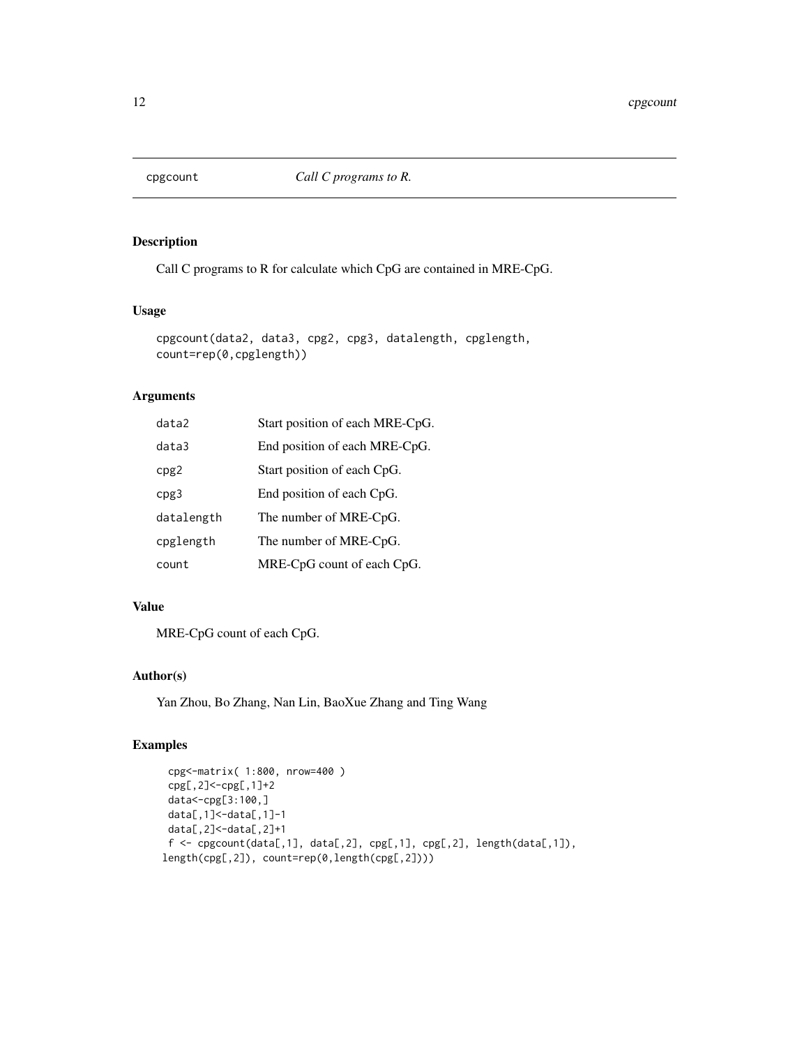# cpgcount *Call C programs to R.*

## Description

Call C programs to R for calculate which CpG are contained in MRE-CpG.

## Usage

```
cpgcount(data2, data3, cpg2, cpg3, datalength, cpglength,
count=rep(0,cpglength))
```

## Arguments

| | |
|---|---|
| data2 | Start position of each MRE-CpG. |
| data3 | End position of each MRE-CpG. |
| cpg2 | Start position of each CpG. |
| cpg3 | End position of each CpG. |
| datalength | The number of MRE-CpG. |
| cpglength | The number of MRE-CpG. |
| count | MRE-CpG count of each CpG. |

## Value

MRE-CpG count of each CpG.

## Author(s)

Yan Zhou, Bo Zhang, Nan Lin, BaoXue Zhang and Ting Wang

## Examples

```
cpg<-matrix( 1:800, nrow=400 )
cpg[,2]<-cpg[,1]+2
data<-cpg[3:100,]
data[,1]<-data[,1]-1
data[,2]<-data[,2]+1
f <- cpgcount(data[,1], data[,2], cpg[,1], cpg[,2], length(data[,1]),
length(cpg[,2]), count=rep(0,length(cpg[,2])))
```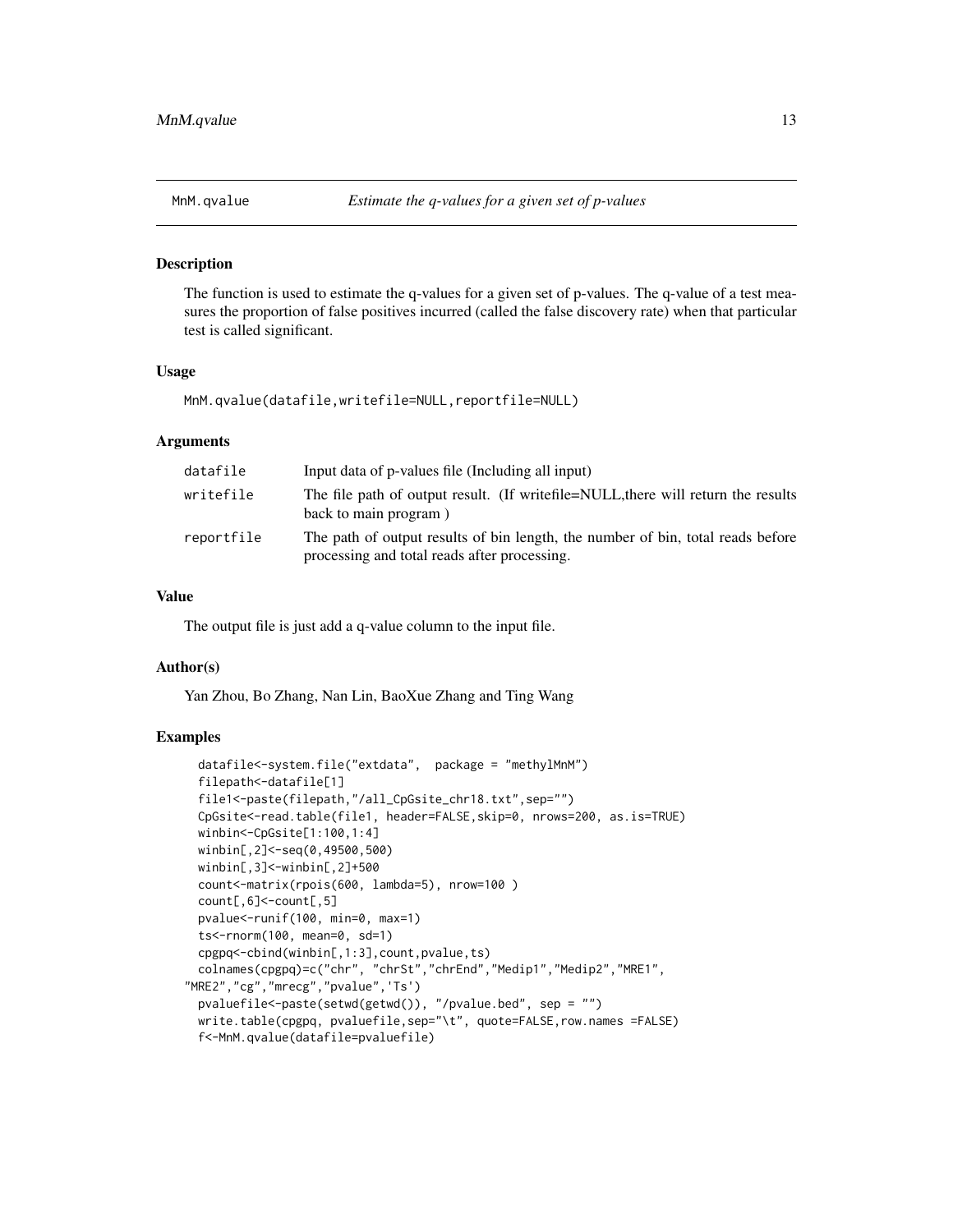## MnM.qvalue — *Estimate the q-values for a given set of p-values*

### Description

The function is used to estimate the q-values for a given set of p-values. The q-value of a test measures the proportion of false positives incurred (called the false discovery rate) when that particular test is called significant.

### Usage

```
MnM.qvalue(datafile,writefile=NULL,reportfile=NULL)
```

### Arguments

| | |
|---|---|
| datafile | Input data of p-values file (Including all input) |
| writefile | The file path of output result. (If writefile=NULL,there will return the results back to main program ) |
| reportfile | The path of output results of bin length, the number of bin, total reads before processing and total reads after processing. |

### Value

The output file is just add a q-value column to the input file.

### Author(s)

Yan Zhou, Bo Zhang, Nan Lin, BaoXue Zhang and Ting Wang

### Examples

```
datafile<-system.file("extdata",  package = "methylMnM")
filepath<-datafile[1]
file1<-paste(filepath,"/all_CpGsite_chr18.txt",sep="")
CpGsite<-read.table(file1, header=FALSE,skip=0, nrows=200, as.is=TRUE)
winbin<-CpGsite[1:100,1:4]
winbin[,2]<-seq(0,49500,500)
winbin[,3]<-winbin[,2]+500
count<-matrix(rpois(600, lambda=5), nrow=100 )
count[,6]<-count[,5]
pvalue<-runif(100, min=0, max=1)
ts<-rnorm(100, mean=0, sd=1)
cpgpq<-cbind(winbin[,1:3],count,pvalue,ts)
colnames(cpgpq)=c("chr", "chrSt","chrEnd","Medip1","Medip2","MRE1",
"MRE2","cg","mrecg","pvalue",'Ts')
pvaluefile<-paste(setwd(getwd()), "/pvalue.bed", sep = "")
write.table(cpgpq, pvaluefile,sep="\t", quote=FALSE,row.names =FALSE)
f<-MnM.qvalue(datafile=pvaluefile)
```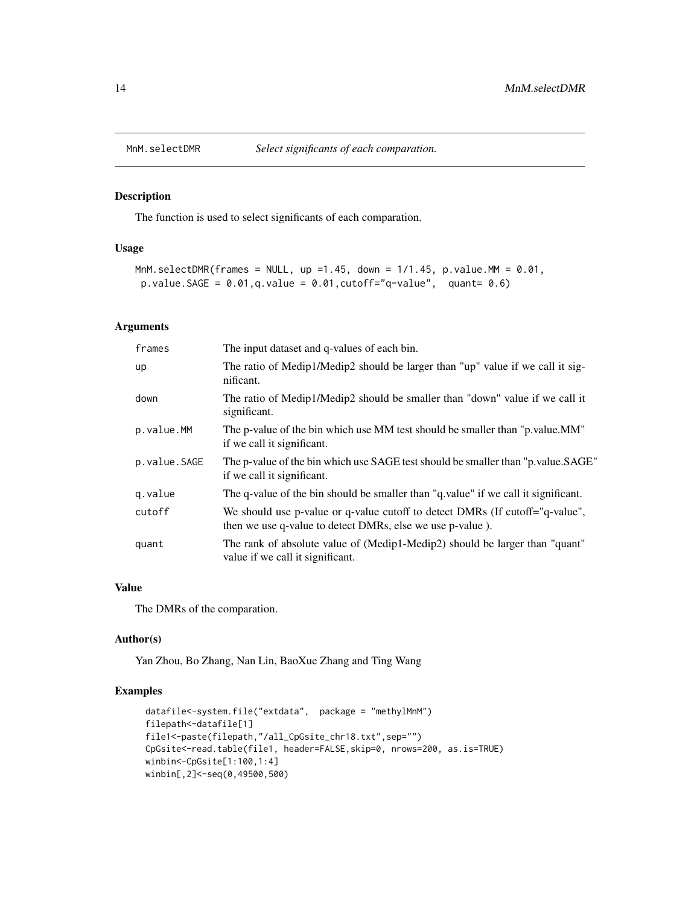## MnM.selectDMR *Select significants of each comparation.*

### Description

The function is used to select significants of each comparation.

### Usage

```
MnM.selectDMR(frames = NULL, up =1.45, down = 1/1.45, p.value.MM = 0.01,
 p.value.SAGE = 0.01,q.value = 0.01,cutoff="q-value",  quant= 0.6)
```

### Arguments

| | |
|---|---|
| frames | The input dataset and q-values of each bin. |
| up | The ratio of Medip1/Medip2 should be larger than "up" value if we call it significant. |
| down | The ratio of Medip1/Medip2 should be smaller than "down" value if we call it significant. |
| p.value.MM | The p-value of the bin which use MM test should be smaller than "p.value.MM" if we call it significant. |
| p.value.SAGE | The p-value of the bin which use SAGE test should be smaller than "p.value.SAGE" if we call it significant. |
| q.value | The q-value of the bin should be smaller than "q.value" if we call it significant. |
| cutoff | We should use p-value or q-value cutoff to detect DMRs (If cutoff="q-value", then we use q-value to detect DMRs, else we use p-value ). |
| quant | The rank of absolute value of (Medip1-Medip2) should be larger than "quant" value if we call it significant. |

### Value

The DMRs of the comparation.

### Author(s)

Yan Zhou, Bo Zhang, Nan Lin, BaoXue Zhang and Ting Wang

### Examples

```
datafile<-system.file("extdata",  package = "methylMnM")
filepath<-datafile[1]
file1<-paste(filepath,"/all_CpGsite_chr18.txt",sep="")
CpGsite<-read.table(file1, header=FALSE,skip=0, nrows=200, as.is=TRUE)
winbin<-CpGsite[1:100,1:4]
winbin[,2]<-seq(0,49500,500)
```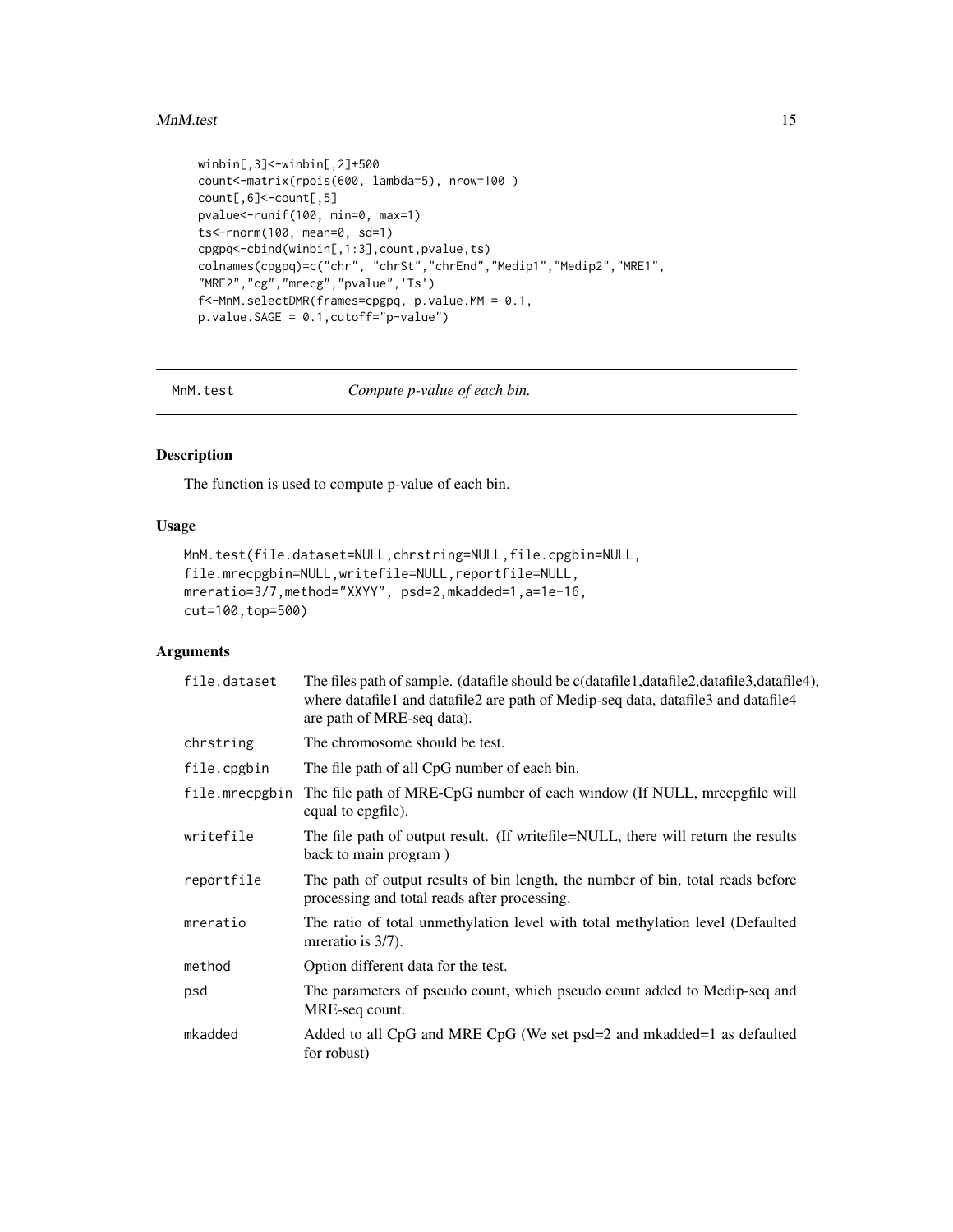```
winbin[,3]<-winbin[,2]+500
count<-matrix(rpois(600, lambda=5), nrow=100 )
count[,6]<-count[,5]
pvalue<-runif(100, min=0, max=1)
ts<-rnorm(100, mean=0, sd=1)
cpgpq<-cbind(winbin[,1:3],count,pvalue,ts)
colnames(cpgpq)=c("chr", "chrSt","chrEnd","Medip1","Medip2","MRE1",
"MRE2","cg","mrecg","pvalue",'Ts')
f<-MnM.selectDMR(frames=cpgpq, p.value.MM = 0.1,
p.value.SAGE = 0.1,cutoff="p-value")
```

---

## MnM.test — *Compute p-value of each bin.*

---

### Description

The function is used to compute p-value of each bin.

### Usage

```
MnM.test(file.dataset=NULL,chrstring=NULL,file.cpgbin=NULL,
file.mrecpgbin=NULL,writefile=NULL,reportfile=NULL,
mreratio=3/7,method="XXYY", psd=2,mkadded=1,a=1e-16,
cut=100,top=500)
```

### Arguments

| Argument | Description |
|---|---|
| file.dataset | The files path of sample. (datafile should be c(datafile1,datafile2,datafile3,datafile4), where datafile1 and datafile2 are path of Medip-seq data, datafile3 and datafile4 are path of MRE-seq data). |
| chrstring | The chromosome should be test. |
| file.cpgbin | The file path of all CpG number of each bin. |
| file.mrecpgbin | The file path of MRE-CpG number of each window (If NULL, mrecpgfile will equal to cpgfile). |
| writefile | The file path of output result. (If writefile=NULL, there will return the results back to main program ) |
| reportfile | The path of output results of bin length, the number of bin, total reads before processing and total reads after processing. |
| mreratio | The ratio of total unmethylation level with total methylation level (Defaulted mreratio is 3/7). |
| method | Option different data for the test. |
| psd | The parameters of pseudo count, which pseudo count added to Medip-seq and MRE-seq count. |
| mkadded | Added to all CpG and MRE CpG (We set psd=2 and mkadded=1 as defaulted for robust) |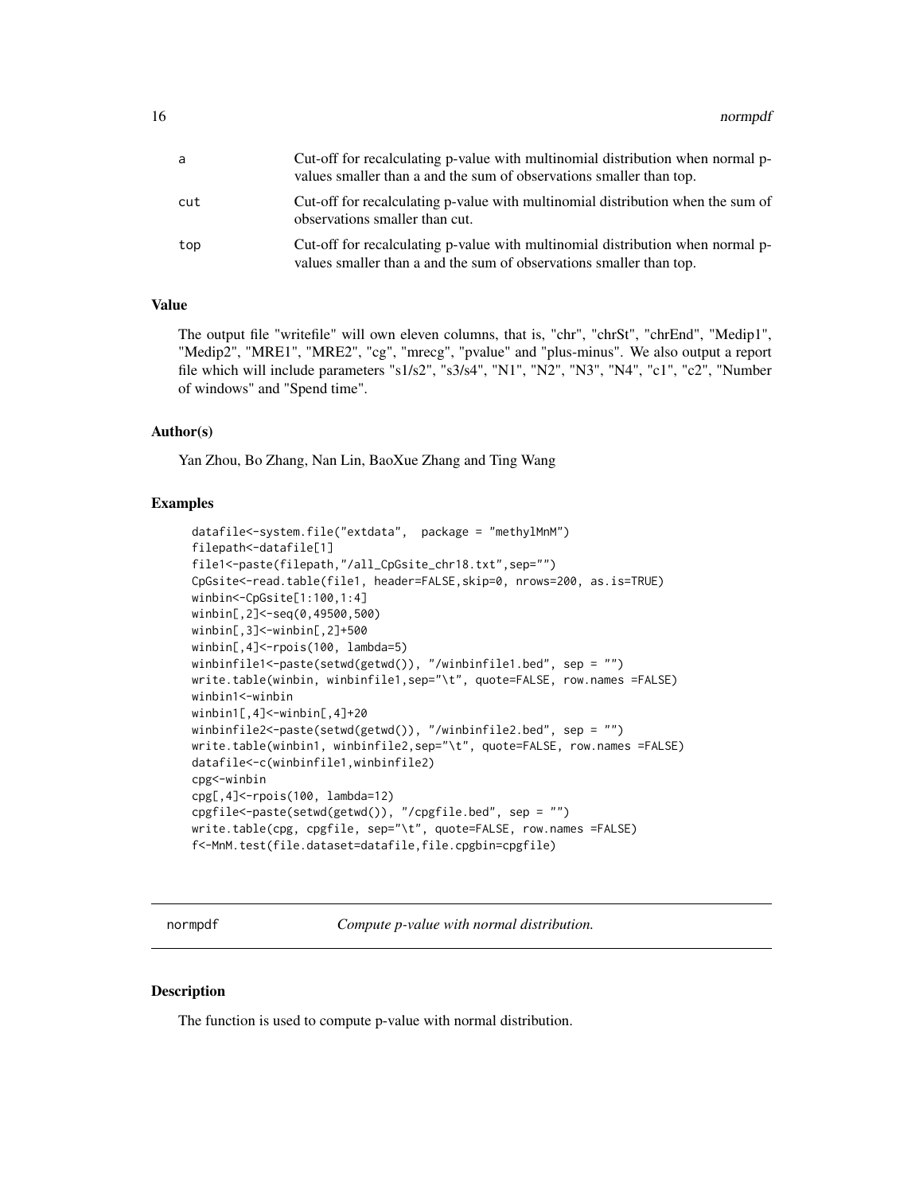| | |
|---|---|
| a | Cut-off for recalculating p-value with multinomial distribution when normal p-values smaller than a and the sum of observations smaller than top. |
| cut | Cut-off for recalculating p-value with multinomial distribution when the sum of observations smaller than cut. |
| top | Cut-off for recalculating p-value with multinomial distribution when normal p-values smaller than a and the sum of observations smaller than top. |

### Value

The output file "writefile" will own eleven columns, that is, "chr", "chrSt", "chrEnd", "Medip1", "Medip2", "MRE1", "MRE2", "cg", "mrecg", "pvalue" and "plus-minus". We also output a report file which will include parameters "s1/s2", "s3/s4", "N1", "N2", "N3", "N4", "c1", "c2", "Number of windows" and "Spend time".

### Author(s)

Yan Zhou, Bo Zhang, Nan Lin, BaoXue Zhang and Ting Wang

### Examples

```
datafile<-system.file("extdata",  package = "methylMnM")
filepath<-datafile[1]
file1<-paste(filepath,"/all_CpGsite_chr18.txt",sep="")
CpGsite<-read.table(file1, header=FALSE,skip=0, nrows=200, as.is=TRUE)
winbin<-CpGsite[1:100,1:4]
winbin[,2]<-seq(0,49500,500)
winbin[,3]<-winbin[,2]+500
winbin[,4]<-rpois(100, lambda=5)
winbinfile1<-paste(setwd(getwd()), "/winbinfile1.bed", sep = "")
write.table(winbin, winbinfile1,sep="\t", quote=FALSE, row.names =FALSE)
winbin1<-winbin
winbin1[,4]<-winbin[,4]+20
winbinfile2<-paste(setwd(getwd()), "/winbinfile2.bed", sep = "")
write.table(winbin1, winbinfile2,sep="\t", quote=FALSE, row.names =FALSE)
datafile<-c(winbinfile1,winbinfile2)
cpg<-winbin
cpg[,4]<-rpois(100, lambda=12)
cpgfile<-paste(setwd(getwd()), "/cpgfile.bed", sep = "")
write.table(cpg, cpgfile, sep="\t", quote=FALSE, row.names =FALSE)
f<-MnM.test(file.dataset=datafile,file.cpgbin=cpgfile)
```

---

## normpdf    *Compute p-value with normal distribution.*

---

### Description

The function is used to compute p-value with normal distribution.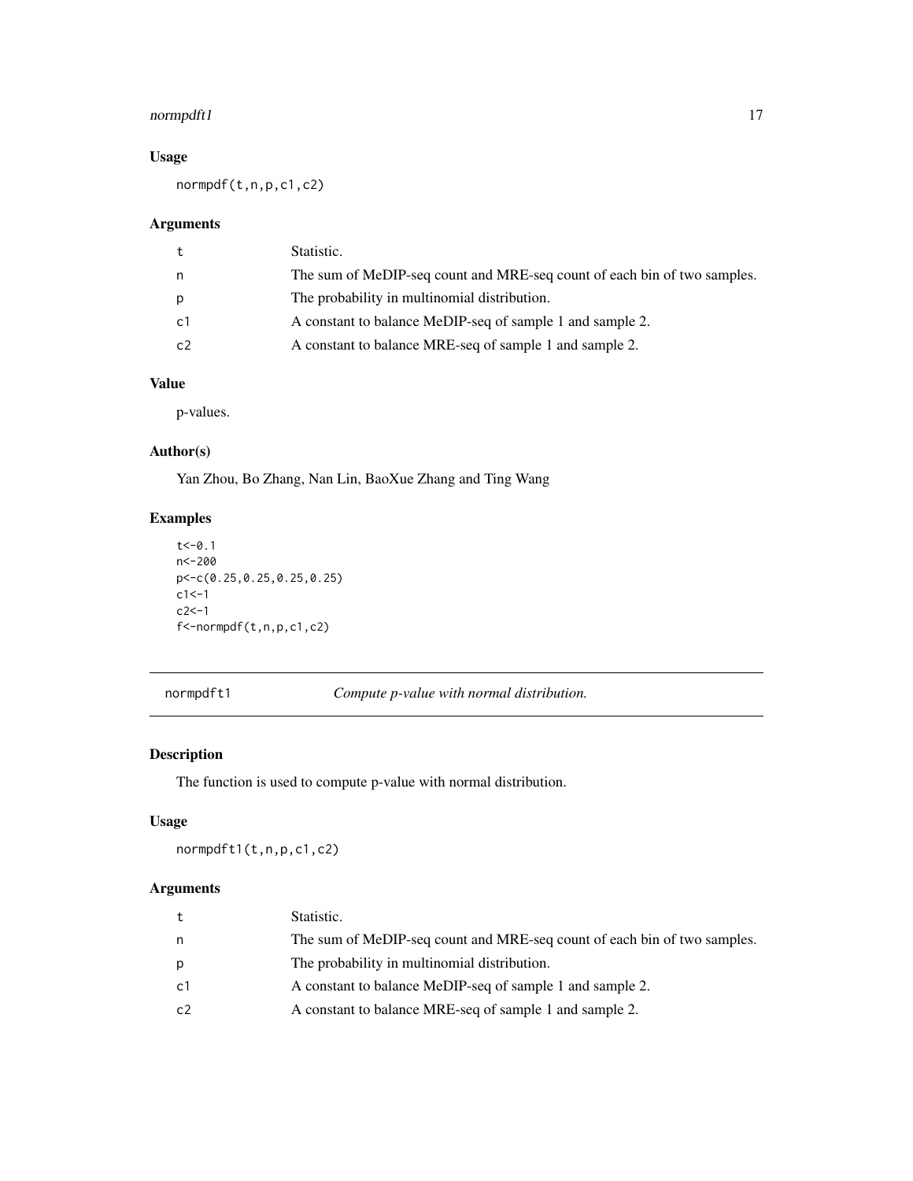## Usage

```
normpdf(t,n,p,c1,c2)
```

## Arguments

| | |
|---|---|
| t | Statistic. |
| n | The sum of MeDIP-seq count and MRE-seq count of each bin of two samples. |
| p | The probability in multinomial distribution. |
| c1 | A constant to balance MeDIP-seq of sample 1 and sample 2. |
| c2 | A constant to balance MRE-seq of sample 1 and sample 2. |

## Value

p-values.

## Author(s)

Yan Zhou, Bo Zhang, Nan Lin, BaoXue Zhang and Ting Wang

## Examples

```
t<-0.1
n<-200
p<-c(0.25,0.25,0.25,0.25)
c1<-1
c2<-1
f<-normpdf(t,n,p,c1,c2)
```

---

# normpdft1 — *Compute p-value with normal distribution.*

## Description

The function is used to compute p-value with normal distribution.

## Usage

```
normpdft1(t,n,p,c1,c2)
```

## Arguments

| | |
|---|---|
| t | Statistic. |
| n | The sum of MeDIP-seq count and MRE-seq count of each bin of two samples. |
| p | The probability in multinomial distribution. |
| c1 | A constant to balance MeDIP-seq of sample 1 and sample 2. |
| c2 | A constant to balance MRE-seq of sample 1 and sample 2. |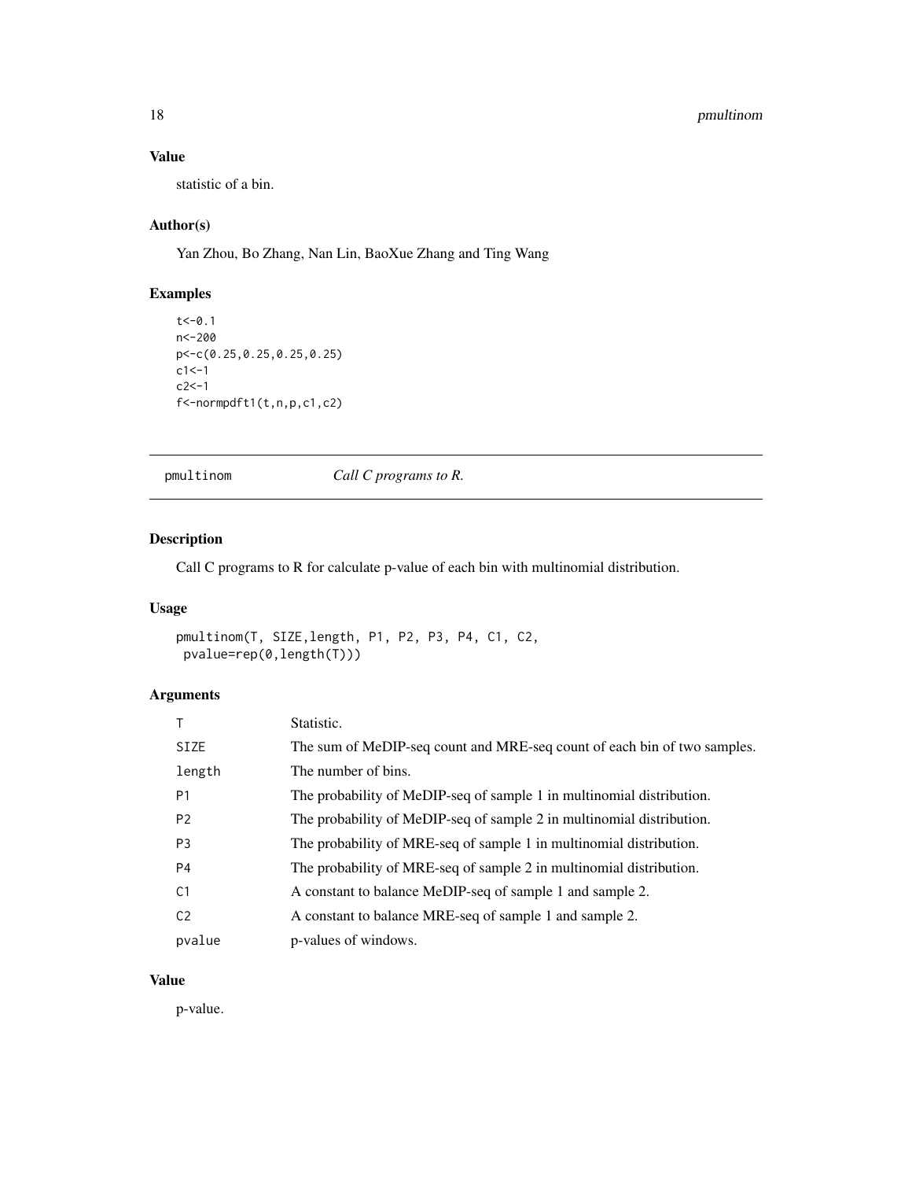## Value

statistic of a bin.

## Author(s)

Yan Zhou, Bo Zhang, Nan Lin, BaoXue Zhang and Ting Wang

## Examples

```
t<-0.1
n<-200
p<-c(0.25,0.25,0.25,0.25)
c1<-1
c2<-1
f<-normpdft1(t,n,p,c1,c2)
```

---

# pmultinom — *Call C programs to R.*

## Description

Call C programs to R for calculate p-value of each bin with multinomial distribution.

## Usage

```
pmultinom(T, SIZE,length, P1, P2, P3, P4, C1, C2,
 pvalue=rep(0,length(T)))
```

## Arguments

| | |
|---|---|
| T | Statistic. |
| SIZE | The sum of MeDIP-seq count and MRE-seq count of each bin of two samples. |
| length | The number of bins. |
| P1 | The probability of MeDIP-seq of sample 1 in multinomial distribution. |
| P2 | The probability of MeDIP-seq of sample 2 in multinomial distribution. |
| P3 | The probability of MRE-seq of sample 1 in multinomial distribution. |
| P4 | The probability of MRE-seq of sample 2 in multinomial distribution. |
| C1 | A constant to balance MeDIP-seq of sample 1 and sample 2. |
| C2 | A constant to balance MRE-seq of sample 1 and sample 2. |
| pvalue | p-values of windows. |

## Value

p-value.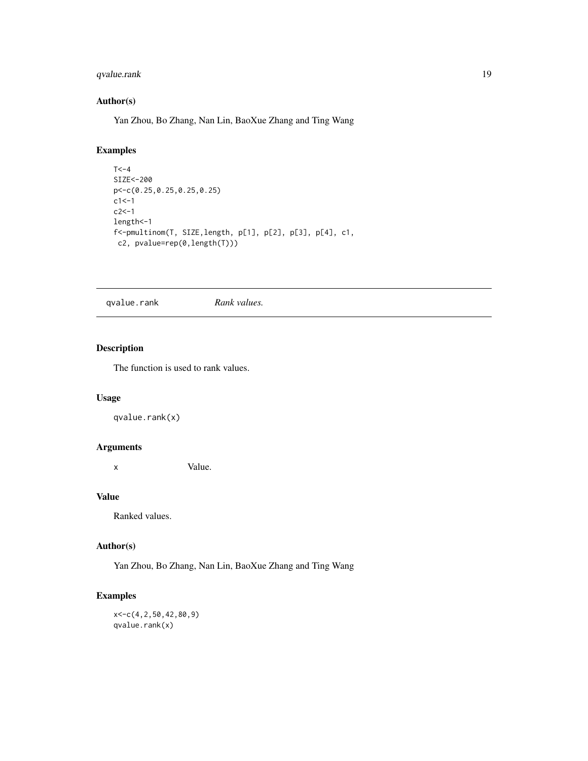## Author(s)

Yan Zhou, Bo Zhang, Nan Lin, BaoXue Zhang and Ting Wang

## Examples

```
T<-4
SIZE<-200
p<-c(0.25,0.25,0.25,0.25)
c1<-1
c2<-1
length<-1
f<-pmultinom(T, SIZE,length, p[1], p[2], p[3], p[4], c1,
 c2, pvalue=rep(0,length(T)))
```

---

# qvalue.rank &nbsp;&nbsp;&nbsp;&nbsp; *Rank values.*

---

## Description

The function is used to rank values.

## Usage

```
qvalue.rank(x)
```

## Arguments

x &nbsp;&nbsp;&nbsp;&nbsp; Value.

## Value

Ranked values.

## Author(s)

Yan Zhou, Bo Zhang, Nan Lin, BaoXue Zhang and Ting Wang

## Examples

```
x<-c(4,2,50,42,80,9)
qvalue.rank(x)
```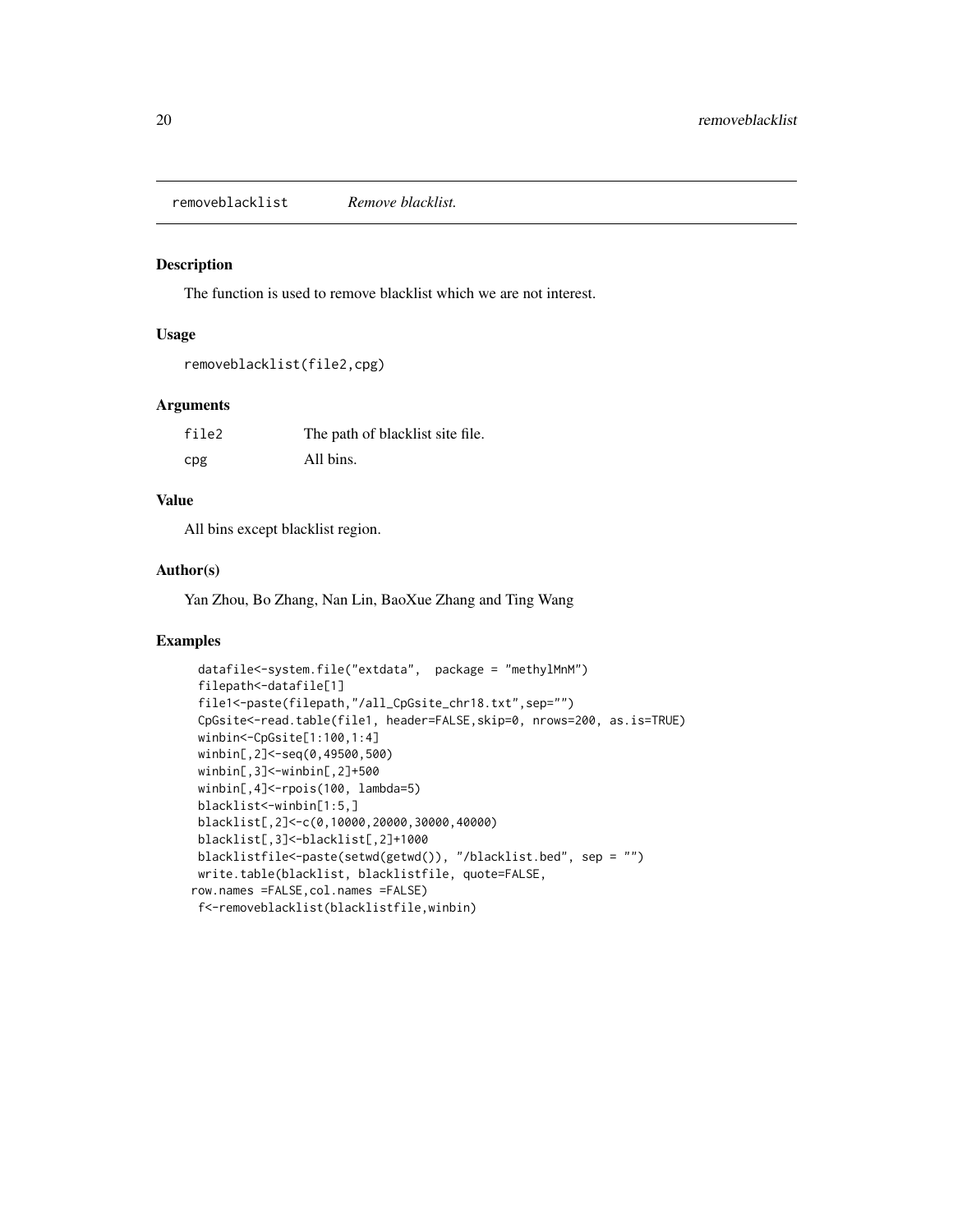## removeblacklist *Remove blacklist.*

### Description

The function is used to remove blacklist which we are not interest.

### Usage

```
removeblacklist(file2,cpg)
```

### Arguments

| | |
|---|---|
| file2 | The path of blacklist site file. |
| cpg | All bins. |

### Value

All bins except blacklist region.

### Author(s)

Yan Zhou, Bo Zhang, Nan Lin, BaoXue Zhang and Ting Wang

### Examples

```
datafile<-system.file("extdata",  package = "methylMnM")
filepath<-datafile[1]
file1<-paste(filepath,"/all_CpGsite_chr18.txt",sep="")
CpGsite<-read.table(file1, header=FALSE,skip=0, nrows=200, as.is=TRUE)
winbin<-CpGsite[1:100,1:4]
winbin[,2]<-seq(0,49500,500)
winbin[,3]<-winbin[,2]+500
winbin[,4]<-rpois(100, lambda=5)
blacklist<-winbin[1:5,]
blacklist[,2]<-c(0,10000,20000,30000,40000)
blacklist[,3]<-blacklist[,2]+1000
blacklistfile<-paste(setwd(getwd()), "/blacklist.bed", sep = "")
write.table(blacklist, blacklistfile, quote=FALSE,
row.names =FALSE,col.names =FALSE)
f<-removeblacklist(blacklistfile,winbin)
```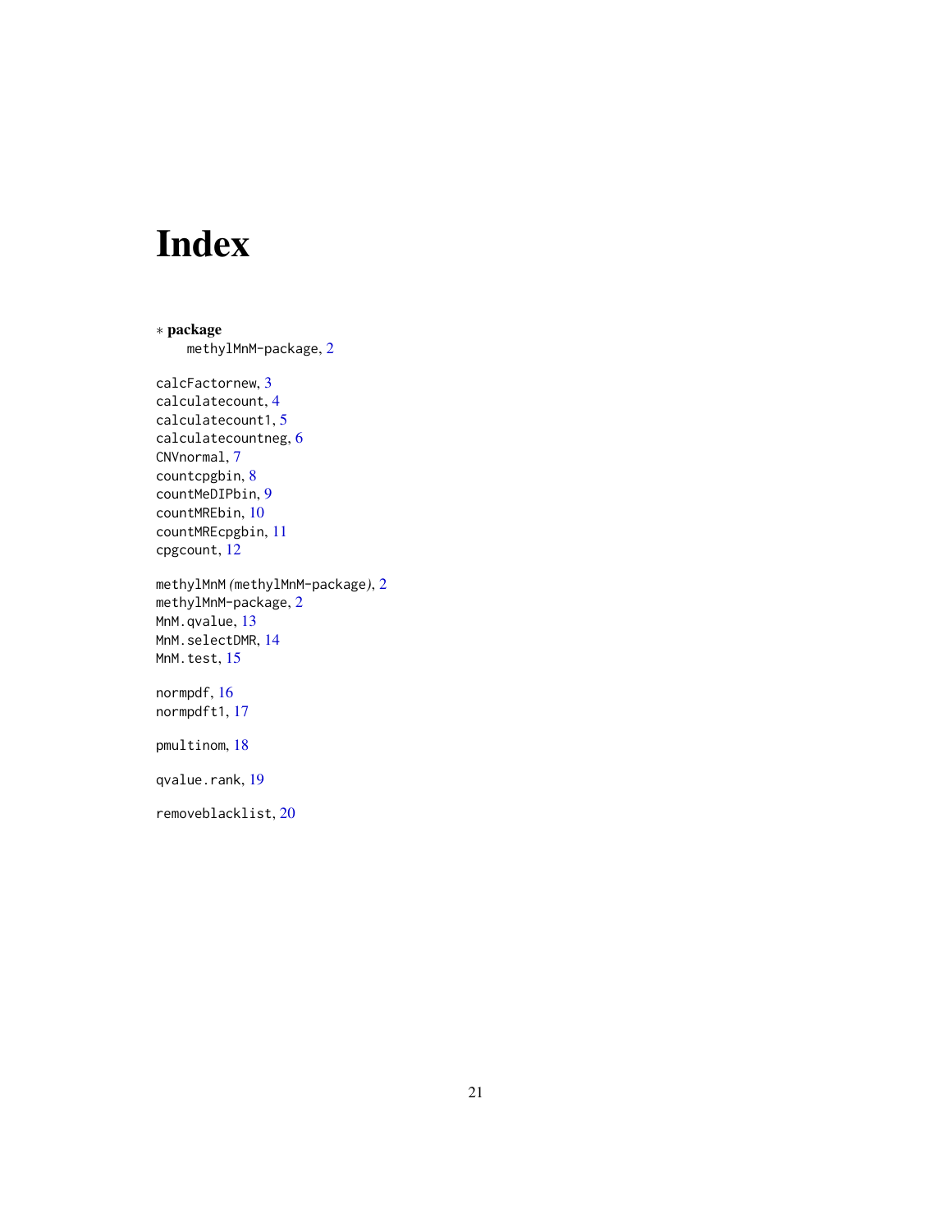# Index

∗ **package**
    methylMnM-package, 2

calcFactornew, 3
calculatecount, 4
calculatecount1, 5
calculatecountneg, 6
CNVnormal, 7
countcpgbin, 8
countMeDIPbin, 9
countMREbin, 10
countMREcpgbin, 11
cpgcount, 12

methylMnM *(*methylMnM-package*)*, 2
methylMnM-package, 2
MnM.qvalue, 13
MnM.selectDMR, 14
MnM.test, 15

normpdf, 16
normpdft1, 17

pmultinom, 18

qvalue.rank, 19

removeblacklist, 20